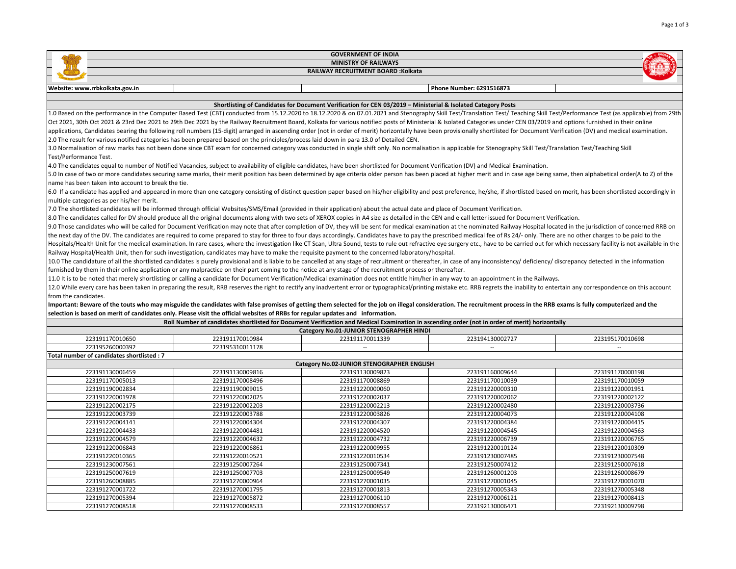# GOVERNMENT OF INDIA

## MINISTRY OF RAILWAYS

## RAILWAY RECRUITMENT BOARD :Kolkata

**Website: www.rrbkolkata.gov.in** | **Phone Number: 6291516873**

### Shortlisting of Candidates for Document Verification for CEN 03/2019 – Ministerial & Isolated Category Posts

1.0 Based on the performance in the Computer Based Test (CBT) conducted from 15.12.2020 to 18.12.2020 & on 07.01.2021 and Stenography Skill Test/Translation Test/ Teaching Skill Test/Performance Test (as applicable) from 29th Oct 2021, 30th Oct 2021 & 23rd Dec 2021 to 29th Dec 2021 by the Railway Recruitment Board, Kolkata for various notified posts of Ministerial & Isolated Categories under CEN 03/2019 and options furnished in their online applications, Candidates bearing the following roll numbers (15-digit) arranged in ascending order (not in order of merit) horizontally have been provisionally shortlisted for Document Verification (DV) and medical examination.

2.0 The result for various notified categories has been prepared based on the principles/process laid down in para 13.0 of Detailed CEN.

3.0 Normalisation of raw marks has not been done since CBT exam for concerned category was conducted in single shift only. No normalisation is applicable for Stenography Skill Test/Translation Test/Teaching Skill Test/Performance Test.

4.0 The candidates equal to number of Notified Vacancies, subject to availability of eligible candidates, have been shortlisted for Document Verification (DV) and Medical Examination.

5.0 In case of two or more candidates securing same marks, their merit position has been determined by age criteria older person has been placed at higher merit and in case age being same, then alphabetical order(A to Z) of the name has been taken into account to break the tie.

6.0 If a candidate has applied and appeared in more than one category consisting of distinct question paper based on his/her eligibility and post preference, he/she, if shortlisted based on merit, has been shortlisted accordingly in multiple categories as per his/her merit.

7.0 The shortlisted candidates will be informed through official Websites/SMS/Email (provided in their application) about the actual date and place of Document Verification.

8.0 The candidates called for DV should produce all the original documents along with two sets of XEROX copies in A4 size as detailed in the CEN and e call letter issued for Document Verification.

9.0 Those candidates who will be called for Document Verification may note that after completion of DV, they will be sent for medical examination at the nominated Railway Hospital located in the jurisdiction of concerned RRB on the next day of the DV. The candidates are required to come prepared to stay for three to four days accordingly. Candidates have to pay the prescribed medical fee of Rs 24/- only. There are no other charges to be paid to the Hospitals/Health Unit for the medical examination. In rare cases, where the investigation like CT Scan, Ultra Sound, tests to rule out refractive eye surgery etc., have to be carried out for which necessary facility is not available in the Railway Hospital/Health Unit, then for such investigation, candidates may have to make the requisite payment to the concerned laboratory/hospital.

10.0 The candidature of all the shortlisted candidates is purely provisional and is liable to be cancelled at any stage of recruitment or thereafter, in case of any inconsistency/ deficiency/ discrepancy detected in the information furnished by them in their online application or any malpractice on their part coming to the notice at any stage of the recruitment process or thereafter.

11.0 It is to be noted that merely shortlisting or calling a candidate for Document Verification/Medical examination does not entitle him/her in any way to an appointment in the Railways.

12.0 While every care has been taken in preparing the result, RRB reserves the right to rectify any inadvertent error or typographical/printing mistake etc. RRB regrets the inability to entertain any correspondence on this account from the candidates.

**Important: Beware of the touts who may misguide the candidates with false promises of getting them selected for the job on illegal consideration. The recruitment process in the RRB exams is fully computerized and the selection is based on merit of candidates only. Please visit the official websites of RRBs for regular updates and information.**

### Roll Number of candidates shortlisted for Document Verification and Medical Examination in ascending order (not in order of merit) horizontally

#### Category No.01-JUNIOR STENOGRAPHER HINDI

| | | | | |
|---|---|---|---|---|
| 223191170010650 | 223191170010984 | 223191170011339 | 223194130002727 | 223195170010698 |
| 223195260000392 | 223195310011178 | -- | -- | -- |

**Total number of candidates shortlisted : 7**

#### Category No.02-JUNIOR STENOGRAPHER ENGLISH

| | | | | |
|---|---|---|---|---|
| 223191130006459 | 223191130009816 | 223191130009823 | 223191160009644 | 223191170000198 |
| 223191170005013 | 223191170008496 | 223191170008869 | 223191170010039 | 223191170010059 |
| 223191190002834 | 223191190009015 | 223191220000060 | 223191220000310 | 223191220001951 |
| 223191220001978 | 223191220002025 | 223191220002037 | 223191220002062 | 223191220002122 |
| 223191220002175 | 223191220002203 | 223191220002213 | 223191220002480 | 223191220003736 |
| 223191220003739 | 223191220003788 | 223191220003826 | 223191220004073 | 223191220004108 |
| 223191220004141 | 223191220004304 | 223191220004307 | 223191220004384 | 223191220004415 |
| 223191220004433 | 223191220004481 | 223191220004520 | 223191220004545 | 223191220004563 |
| 223191220004579 | 223191220004632 | 223191220004732 | 223191220006739 | 223191220006765 |
| 223191220006843 | 223191220006861 | 223191220009955 | 223191220010124 | 223191220010309 |
| 223191220010365 | 223191220010521 | 223191220010534 | 223191230007485 | 223191230007548 |
| 223191230007561 | 223191250007264 | 223191250007341 | 223191250007412 | 223191250007618 |
| 223191250007619 | 223191250007703 | 223191250009549 | 223191260001203 | 223191260008679 |
| 223191260008885 | 223191270000964 | 223191270001035 | 223191270001045 | 223191270001070 |
| 223191270001722 | 223191270001795 | 223191270001813 | 223191270005343 | 223191270005348 |
| 223191270005394 | 223191270005872 | 223191270006110 | 223191270006121 | 223191270008413 |
| 223191270008518 | 223191270008533 | 223191270008557 | 223192130006471 | 223192130009798 |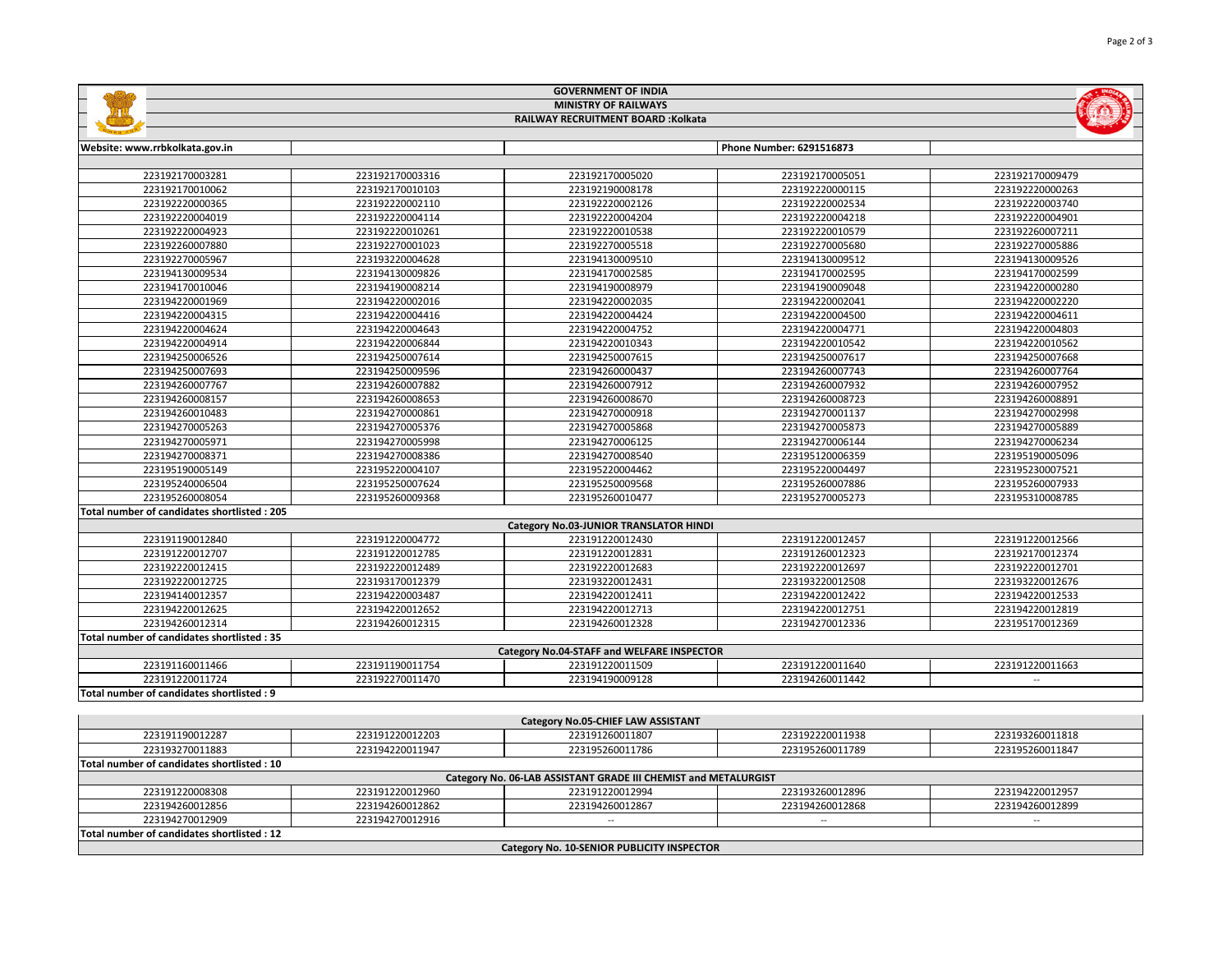**GOVERNMENT OF INDIA**

**MINISTRY OF RAILWAYS**

**RAILWAY RECRUITMENT BOARD :Kolkata**

**Website: www.rrbkolkata.gov.in** | **Phone Number: 6291516873**

| | | | | |
|---|---|---|---|---|
| 223192170003281 | 223192170003316 | 223192170005020 | 223192170005051 | 223192170009479 |
| 223192170010062 | 223192170010103 | 223192190008178 | 223192220000115 | 223192220000263 |
| 223192220000365 | 223192220002110 | 223192220002126 | 223192220002534 | 223192220003740 |
| 223192220004019 | 223192220004114 | 223192220004204 | 223192220004218 | 223192220004901 |
| 223192220004923 | 223192220010261 | 223192220010538 | 223192220010579 | 223192260007211 |
| 223192260007880 | 223192270001023 | 223192270005518 | 223192270005680 | 223192270005886 |
| 223192270005967 | 223193220004628 | 223194130009510 | 223194130009512 | 223194130009526 |
| 223194130009534 | 223194130009826 | 223194170002585 | 223194170002595 | 223194170002599 |
| 223194170010046 | 223194190008214 | 223194190008979 | 223194190009048 | 223194220000280 |
| 223194220001969 | 223194220002016 | 223194220002035 | 223194220002041 | 223194220002220 |
| 223194220004315 | 223194220004416 | 223194220004424 | 223194220004500 | 223194220004611 |
| 223194220004624 | 223194220004643 | 223194220004752 | 223194220004771 | 223194220004803 |
| 223194220004914 | 223194220006844 | 223194220010343 | 223194220010542 | 223194220010562 |
| 223194250006526 | 223194250007614 | 223194250007615 | 223194250007617 | 223194250007668 |
| 223194250007693 | 223194250009596 | 223194260000437 | 223194260007743 | 223194260007764 |
| 223194260007767 | 223194260007882 | 223194260007912 | 223194260007932 | 223194260007952 |
| 223194260008157 | 223194260008653 | 223194260008670 | 223194260008723 | 223194260008891 |
| 223194260010483 | 223194270000861 | 223194270000918 | 223194270001137 | 223194270002998 |
| 223194270005263 | 223194270005376 | 223194270005868 | 223194270005873 | 223194270005889 |
| 223194270005971 | 223194270005998 | 223194270006125 | 223194270006144 | 223194270006234 |
| 223194270008371 | 223194270008386 | 223194270008540 | 223195120006359 | 223195190005096 |
| 223195190005149 | 223195220004107 | 223195220004462 | 223195220004497 | 223195230007521 |
| 223195240006504 | 223195250007624 | 223195250009568 | 223195260007886 | 223195260007933 |
| 223195260008054 | 223195260009368 | 223195260010477 | 223195270005273 | 223195310008785 |

**Total number of candidates shortlisted : 205**

**Category No.03-JUNIOR TRANSLATOR HINDI**

| | | | | |
|---|---|---|---|---|
| 223191190012840 | 223191220004772 | 223191220012430 | 223191220012457 | 223191220012566 |
| 223191220012707 | 223191220012785 | 223191220012831 | 223191260012323 | 223192170012374 |
| 223192220012415 | 223192220012489 | 223192220012683 | 223192220012697 | 223192220012701 |
| 223192220012725 | 223193170012379 | 223193220012431 | 223193220012508 | 223193220012676 |
| 223194140012357 | 223194220003487 | 223194220012411 | 223194220012422 | 223194220012533 |
| 223194220012625 | 223194220012652 | 223194220012713 | 223194220012751 | 223194220012819 |
| 223194260012314 | 223194260012315 | 223194260012328 | 223194270012336 | 223195170012369 |

**Total number of candidates shortlisted : 35**

**Category No.04-STAFF and WELFARE INSPECTOR**

| | | | | |
|---|---|---|---|---|
| 223191160011466 | 223191190011754 | 223191220011509 | 223191220011640 | 223191220011663 |
| 223191220011724 | 223192270011470 | 223194190009128 | 223194260011442 | -- |

**Total number of candidates shortlisted : 9**

**Category No.05-CHIEF LAW ASSISTANT**

| | | | | |
|---|---|---|---|---|
| 223191190012287 | 223191220012203 | 223191260011807 | 223192220011938 | 223193260011818 |
| 223193270011883 | 223194220011947 | 223195260011786 | 223195260011789 | 223195260011847 |

**Total number of candidates shortlisted : 10**

**Category No. 06-LAB ASSISTANT GRADE III CHEMIST and METALURGIST**

| | | | | |
|---|---|---|---|---|
| 223191220008308 | 223191220012960 | 223191220012994 | 223193260012896 | 223194220012957 |
| 223194260012856 | 223194260012862 | 223194260012867 | 223194260012868 | 223194260012899 |
| 223194270012909 | 223194270012916 | -- | -- | -- |

**Total number of candidates shortlisted : 12**

**Category No. 10-SENIOR PUBLICITY INSPECTOR**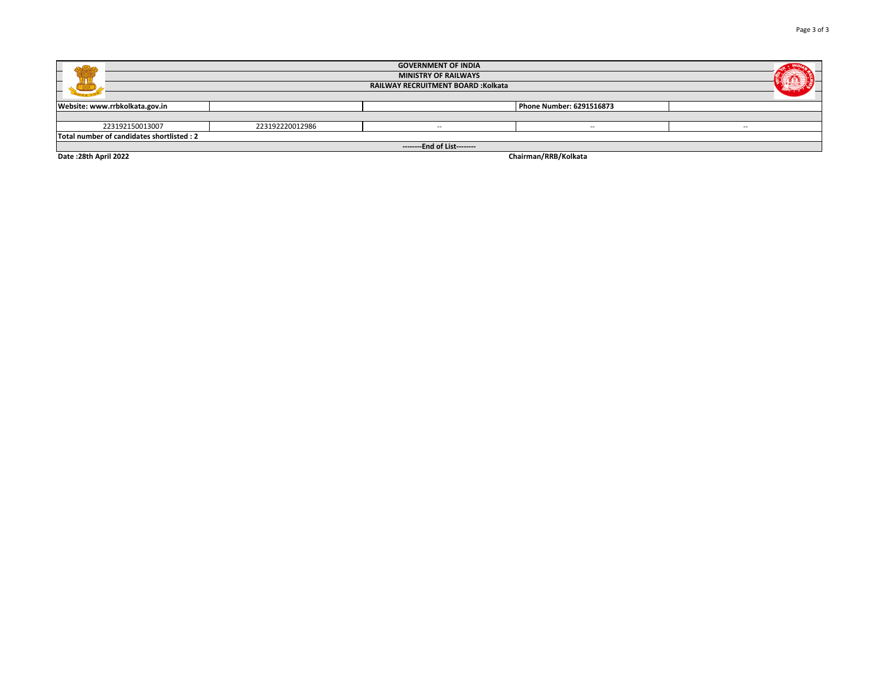**GOVERNMENT OF INDIA**

**MINISTRY OF RAILWAYS**

**RAILWAY RECRUITMENT BOARD :Kolkata**

| **Website: www.rrbkolkata.gov.in** | | | **Phone Number: 6291516873** | |
|---|---|---|---|---|
| 223192150013007 | 223192220012986 | -- | -- | -- |

**Total number of candidates shortlisted : 2**

**--------End of List--------**

**Date :28th April 2022**

**Chairman/RRB/Kolkata**